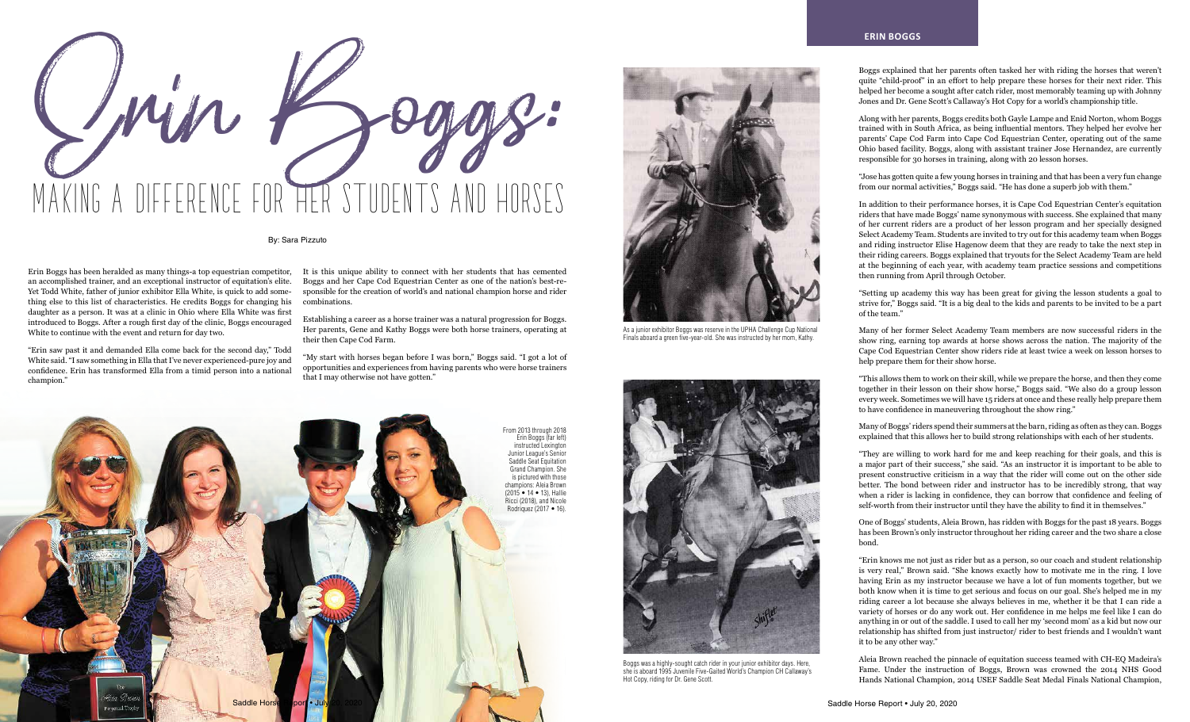# Erin Boggs:

## MAKING A DIFFERENCE FOR HER STUDENTS AND HORSES

By: Sara Pizzuto

Erin Boggs has been heralded as many things-a top equestrian competitor, an accomplished trainer, and an exceptional instructor of equitation's elite. Yet Todd White, father of junior exhibitor Ella White, is quick to add something else to this list of characteristics. He credits Boggs for changing his daughter as a person. It was at a clinic in Ohio where Ella White was first introduced to Boggs. After a rough first day of the clinic, Boggs encouraged White to continue with the event and return for day two.

"Erin saw past it and demanded Ella come back for the second day," Todd White said. "I saw something in Ella that I've never experienced-pure joy and confidence. Erin has transformed Ella from a timid person into a national champion."

It is this unique ability to connect with her students that has cemented Boggs and her Cape Cod Equestrian Center as one of the nation's best-responsible for the creation of world's and national champion horse and rider combinations.

Establishing a career as a horse trainer was a natural progression for Boggs. Her parents, Gene and Kathy Boggs were both horse trainers, operating at their then Cape Cod Farm.

"My start with horses began before I was born," Boggs said. "I got a lot of opportunities and experiences from having parents who were horse trainers that I may otherwise not have gotten."

From 2013 through 2018 Erin Boggs (far left) instructed Lexington Junior League's Senior Saddle Seat Equitation Grand Champion. She is pictured with those champions: Aleia Brown (2015 • 14 • 13), Hallie Ricci (2018), and Nicole Rodriquez (2017 • 16).

As a junior exhibitor Boggs was reserve in the UPHA Challenge Cup National Finals aboard a green five-year-old. She was instructed by her mom, Kathy.

Boggs was a highly-sought catch rider in your junior exhibitor days. Here, she is aboard 1995 Juvenile Five-Gaited World's Champion CH Callaway's Hot Copy, riding for Dr. Gene Scott.

Boggs explained that her parents often tasked her with riding the horses that weren't quite "child-proof" in an effort to help prepare these horses for their next rider. This helped her become a sought after catch rider, most memorably teaming up with Johnny Jones and Dr. Gene Scott's Callaway's Hot Copy for a world's championship title.

Along with her parents, Boggs credits both Gayle Lampe and Enid Norton, whom Boggs trained with in South Africa, as being influential mentors. They helped her evolve her parents' Cape Cod Farm into Cape Cod Equestrian Center, operating out of the same Ohio based facility. Boggs, along with assistant trainer Jose Hernandez, are currently responsible for 30 horses in training, along with 20 lesson horses.

"Jose has gotten quite a few young horses in training and that has been a very fun change from our normal activities," Boggs said. "He has done a superb job with them."

In addition to their performance horses, it is Cape Cod Equestrian Center's equitation riders that have made Boggs' name synonymous with success. She explained that many of her current riders are a product of her lesson program and her specially designed Select Academy Team. Students are invited to try out for this academy team when Boggs and riding instructor Elise Hagenow deem that they are ready to take the next step in their riding careers. Boggs explained that tryouts for the Select Academy Team are held at the beginning of each year, with academy team practice sessions and competitions then running from April through October.

"Setting up academy this way has been great for giving the lesson students a goal to strive for," Boggs said. "It is a big deal to the kids and parents to be invited to be a part of the team."

Many of her former Select Academy Team members are now successful riders in the show ring, earning top awards at horse shows across the nation. The majority of the Cape Cod Equestrian Center show riders ride at least twice a week on lesson horses to help prepare them for their show horse.

"This allows them to work on their skill, while we prepare the horse, and then they come together in their lesson on their show horse," Boggs said. "We also do a group lesson every week. Sometimes we will have 15 riders at once and these really help prepare them to have confidence in maneuvering throughout the show ring."

Many of Boggs' riders spend their summers at the barn, riding as often as they can. Boggs explained that this allows her to build strong relationships with each of her students.

"They are willing to work hard for me and keep reaching for their goals, and this is a major part of their success," she said. "As an instructor it is important to be able to present constructive criticism in a way that the rider will come out on the other side better. The bond between rider and instructor has to be incredibly strong, that way when a rider is lacking in confidence, they can borrow that confidence and feeling of self-worth from their instructor until they have the ability to find it in themselves."

One of Boggs' students, Aleia Brown, has ridden with Boggs for the past 18 years. Boggs has been Brown's only instructor throughout her riding career and the two share a close bond.

"Erin knows me not just as rider but as a person, so our coach and student relationship is very real," Brown said. "She knows exactly how to motivate me in the ring. I love having Erin as my instructor because we have a lot of fun moments together, but we both know when it is time to get serious and focus on our goal. She's helped me in my riding career a lot because she always believes in me, whether it be that I can ride a variety of horses or do any work out. Her confidence in me helps me feel like I can do anything in or out of the saddle. I used to call her my 'second mom' as a kid but now our relationship has shifted from just instructor/ rider to best friends and I wouldn't want it to be any other way."

Aleia Brown reached the pinnacle of equitation success teamed with CH-EQ Madeira's Fame. Under the instruction of Boggs, Brown was crowned the 2014 NHS Good Hands National Champion, 2014 USEF Saddle Seat Medal Finals National Champion,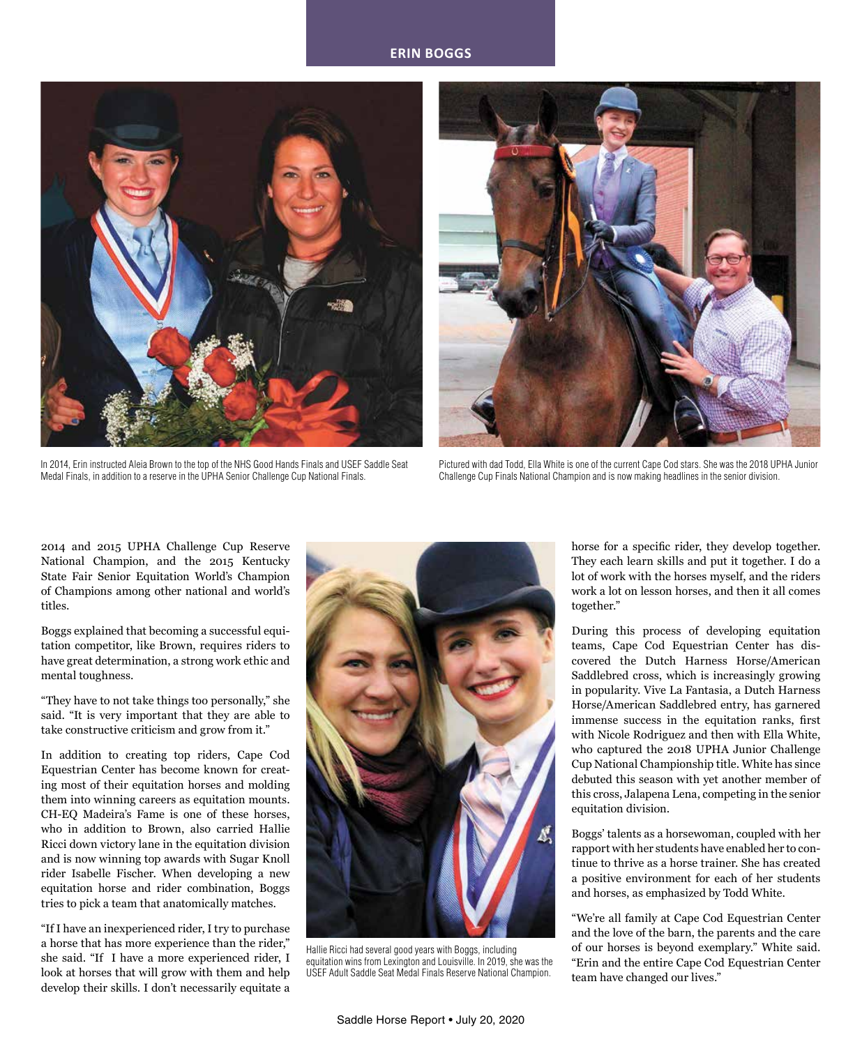In 2014, Erin instructed Aleia Brown to the top of the NHS Good Hands Finals and USEF Saddle Seat Medal Finals, in addition to a reserve in the UPHA Senior Challenge Cup National Finals.

Pictured with dad Todd, Ella White is one of the current Cape Cod stars. She was the 2018 UPHA Junior Challenge Cup Finals National Champion and is now making headlines in the senior division.

2014 and 2015 UPHA Challenge Cup Reserve National Champion, and the 2015 Kentucky State Fair Senior Equitation World's Champion of Champions among other national and world's titles.

Boggs explained that becoming a successful equitation competitor, like Brown, requires riders to have great determination, a strong work ethic and mental toughness.

"They have to not take things too personally," she said. "It is very important that they are able to take constructive criticism and grow from it."

In addition to creating top riders, Cape Cod Equestrian Center has become known for creating most of their equitation horses and molding them into winning careers as equitation mounts. CH-EQ Madeira's Fame is one of these horses, who in addition to Brown, also carried Hallie Ricci down victory lane in the equitation division and is now winning top awards with Sugar Knoll rider Isabelle Fischer. When developing a new equitation horse and rider combination, Boggs tries to pick a team that anatomically matches.

"If I have an inexperienced rider, I try to purchase a horse that has more experience than the rider," she said. "If I have a more experienced rider, I look at horses that will grow with them and help develop their skills. I don't necessarily equitate a horse for a specific rider, they develop together. They each learn skills and put it together. I do a lot of work with the horses myself, and the riders work a lot on lesson horses, and then it all comes together."

Hallie Ricci had several good years with Boggs, including equitation wins from Lexington and Louisville. In 2019, she was the USEF Adult Saddle Seat Medal Finals Reserve National Champion.

During this process of developing equitation teams, Cape Cod Equestrian Center has discovered the Dutch Harness Horse/American Saddlebred cross, which is increasingly growing in popularity. Vive La Fantasia, a Dutch Harness Horse/American Saddlebred entry, has garnered immense success in the equitation ranks, first with Nicole Rodriguez and then with Ella White, who captured the 2018 UPHA Junior Challenge Cup National Championship title. White has since debuted this season with yet another member of this cross, Jalapena Lena, competing in the senior equitation division.

Boggs' talents as a horsewoman, coupled with her rapport with her students have enabled her to continue to thrive as a horse trainer. She has created a positive environment for each of her students and horses, as emphasized by Todd White.

"We're all family at Cape Cod Equestrian Center and the love of the barn, the parents and the care of our horses is beyond exemplary." White said. "Erin and the entire Cape Cod Equestrian Center team have changed our lives."